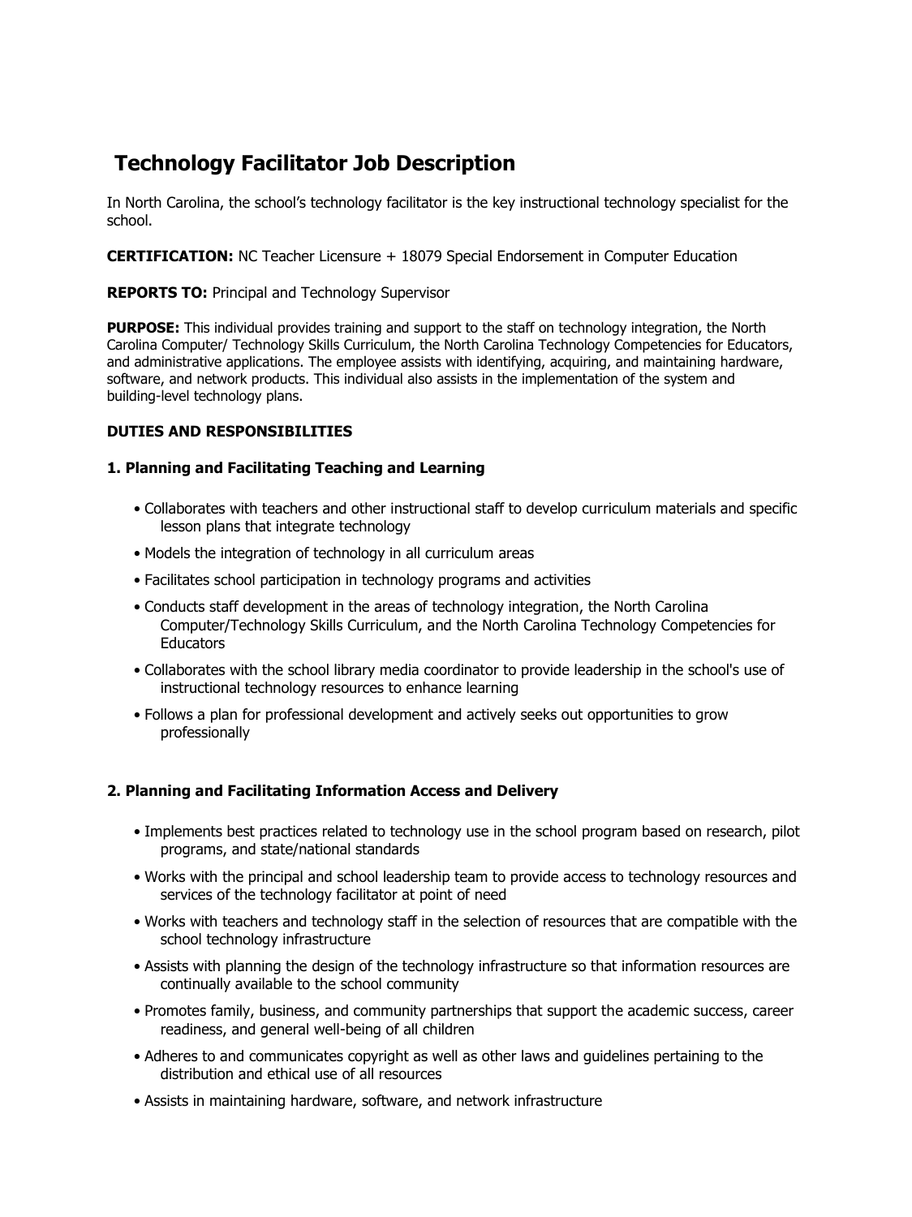# Technology Facilitator Job Description

In North Carolina, the school's technology facilitator is the key instructional technology specialist for the school.

**CERTIFICATION:** NC Teacher Licensure + 18079 Special Endorsement in Computer Education

**REPORTS TO:** Principal and Technology Supervisor

**PURPOSE:** This individual provides training and support to the staff on technology integration, the North Carolina Computer/ Technology Skills Curriculum, the North Carolina Technology Competencies for Educators, and administrative applications. The employee assists with identifying, acquiring, and maintaining hardware, software, and network products. This individual also assists in the implementation of the system and building-level technology plans.

**DUTIES AND RESPONSIBILITIES**

**1. Planning and Facilitating Teaching and Learning**

- Collaborates with teachers and other instructional staff to develop curriculum materials and specific lesson plans that integrate technology
- Models the integration of technology in all curriculum areas
- Facilitates school participation in technology programs and activities
- Conducts staff development in the areas of technology integration, the North Carolina Computer/Technology Skills Curriculum, and the North Carolina Technology Competencies for Educators
- Collaborates with the school library media coordinator to provide leadership in the school's use of instructional technology resources to enhance learning
- Follows a plan for professional development and actively seeks out opportunities to grow professionally

**2. Planning and Facilitating Information Access and Delivery**

- Implements best practices related to technology use in the school program based on research, pilot programs, and state/national standards
- Works with the principal and school leadership team to provide access to technology resources and services of the technology facilitator at point of need
- Works with teachers and technology staff in the selection of resources that are compatible with the school technology infrastructure
- Assists with planning the design of the technology infrastructure so that information resources are continually available to the school community
- Promotes family, business, and community partnerships that support the academic success, career readiness, and general well-being of all children
- Adheres to and communicates copyright as well as other laws and guidelines pertaining to the distribution and ethical use of all resources
- Assists in maintaining hardware, software, and network infrastructure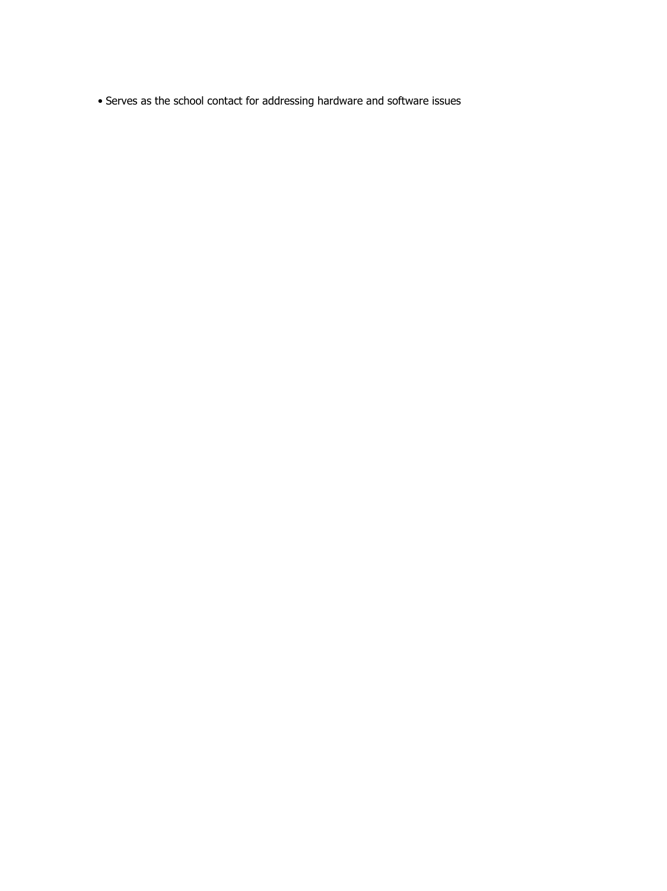- Serves as the school contact for addressing hardware and software issues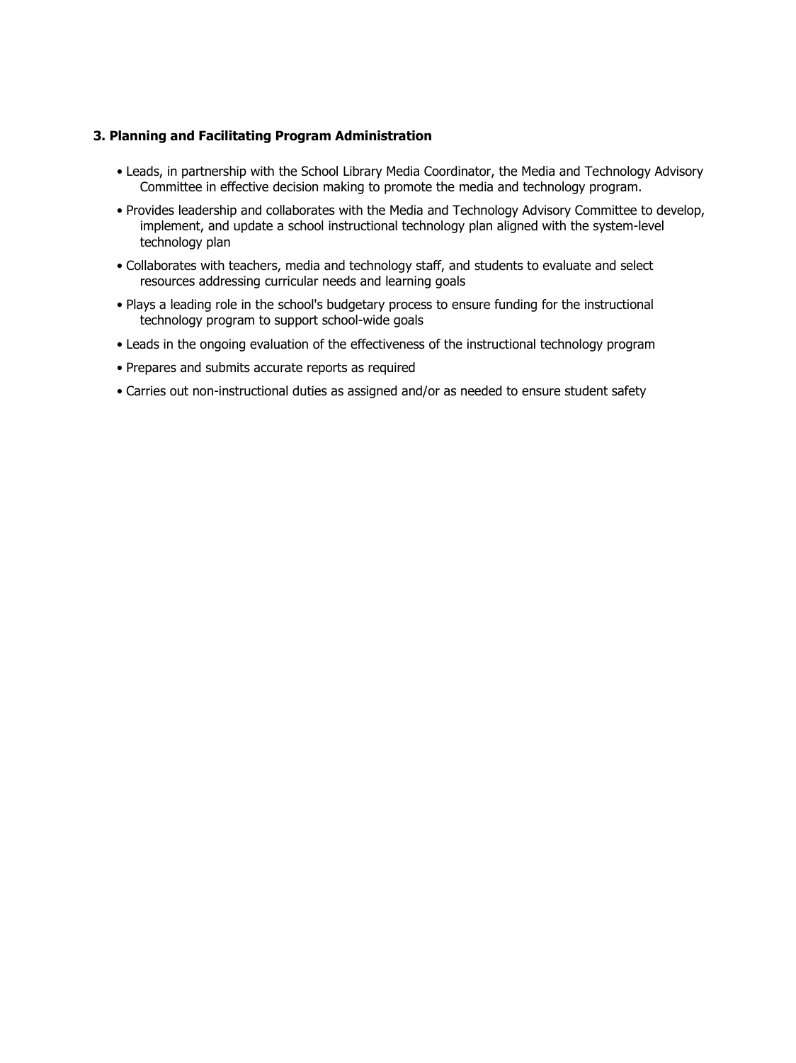**3. Planning and Facilitating Program Administration**

- Leads, in partnership with the School Library Media Coordinator, the Media and Technology Advisory Committee in effective decision making to promote the media and technology program.
- Provides leadership and collaborates with the Media and Technology Advisory Committee to develop, implement, and update a school instructional technology plan aligned with the system-level technology plan
- Collaborates with teachers, media and technology staff, and students to evaluate and select resources addressing curricular needs and learning goals
- Plays a leading role in the school's budgetary process to ensure funding for the instructional technology program to support school-wide goals
- Leads in the ongoing evaluation of the effectiveness of the instructional technology program
- Prepares and submits accurate reports as required
- Carries out non-instructional duties as assigned and/or as needed to ensure student safety